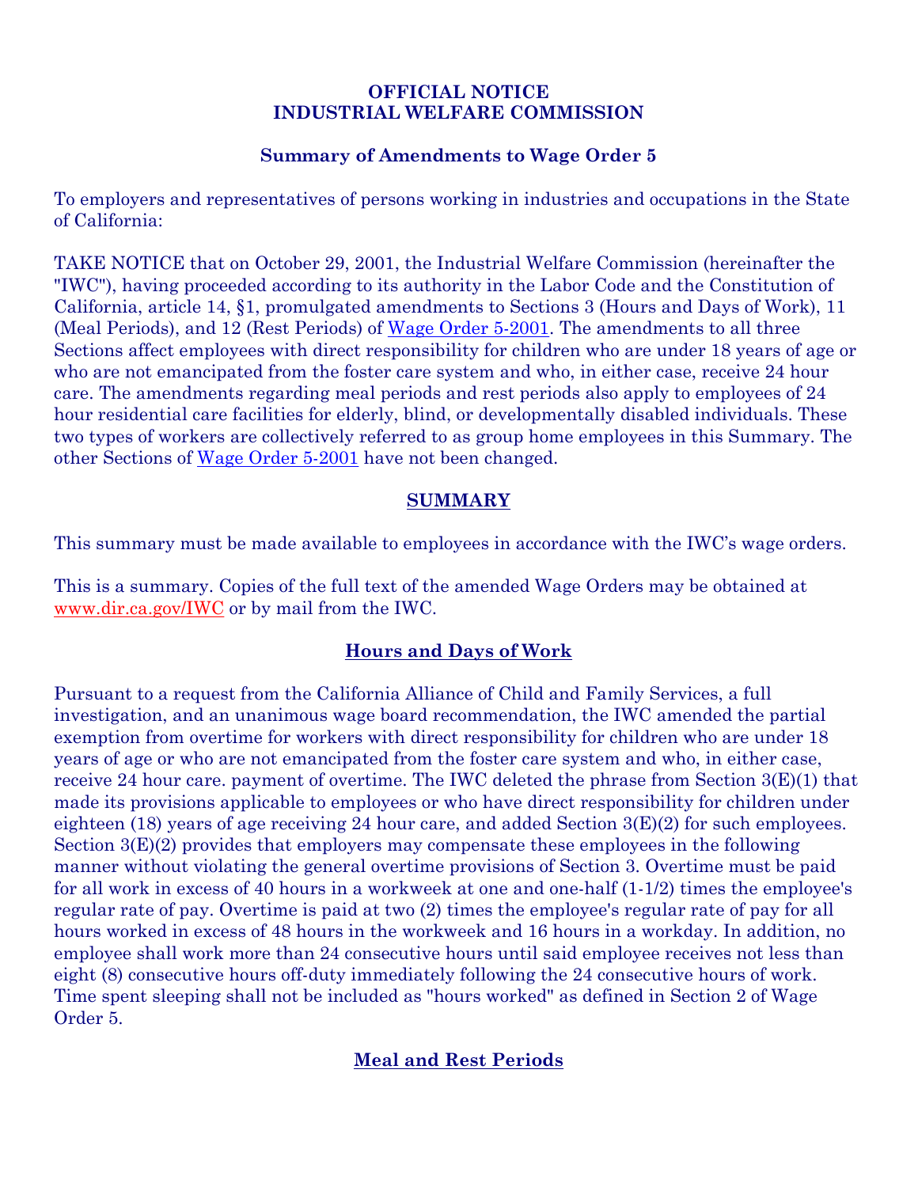**OFFICIAL NOTICE**
**INDUSTRIAL WELFARE COMMISSION**

**Summary of Amendments to Wage Order 5**

To employers and representatives of persons working in industries and occupations in the State of California:

TAKE NOTICE that on October 29, 2001, the Industrial Welfare Commission (hereinafter the "IWC"), having proceeded according to its authority in the Labor Code and the Constitution of California, article 14, §1, promulgated amendments to Sections 3 (Hours and Days of Work), 11 (Meal Periods), and 12 (Rest Periods) of Wage Order 5-2001. The amendments to all three Sections affect employees with direct responsibility for children who are under 18 years of age or who are not emancipated from the foster care system and who, in either case, receive 24 hour care. The amendments regarding meal periods and rest periods also apply to employees of 24 hour residential care facilities for elderly, blind, or developmentally disabled individuals. These two types of workers are collectively referred to as group home employees in this Summary. The other Sections of Wage Order 5-2001 have not been changed.

## SUMMARY

This summary must be made available to employees in accordance with the IWC's wage orders.

This is a summary. Copies of the full text of the amended Wage Orders may be obtained at www.dir.ca.gov/IWC or by mail from the IWC.

## Hours and Days of Work

Pursuant to a request from the California Alliance of Child and Family Services, a full investigation, and an unanimous wage board recommendation, the IWC amended the partial exemption from overtime for workers with direct responsibility for children who are under 18 years of age or who are not emancipated from the foster care system and who, in either case, receive 24 hour care. payment of overtime. The IWC deleted the phrase from Section 3(E)(1) that made its provisions applicable to employees or who have direct responsibility for children under eighteen (18) years of age receiving 24 hour care, and added Section 3(E)(2) for such employees. Section 3(E)(2) provides that employers may compensate these employees in the following manner without violating the general overtime provisions of Section 3. Overtime must be paid for all work in excess of 40 hours in a workweek at one and one-half (1-1/2) times the employee's regular rate of pay. Overtime is paid at two (2) times the employee's regular rate of pay for all hours worked in excess of 48 hours in the workweek and 16 hours in a workday. In addition, no employee shall work more than 24 consecutive hours until said employee receives not less than eight (8) consecutive hours off-duty immediately following the 24 consecutive hours of work. Time spent sleeping shall not be included as "hours worked" as defined in Section 2 of Wage Order 5.

## Meal and Rest Periods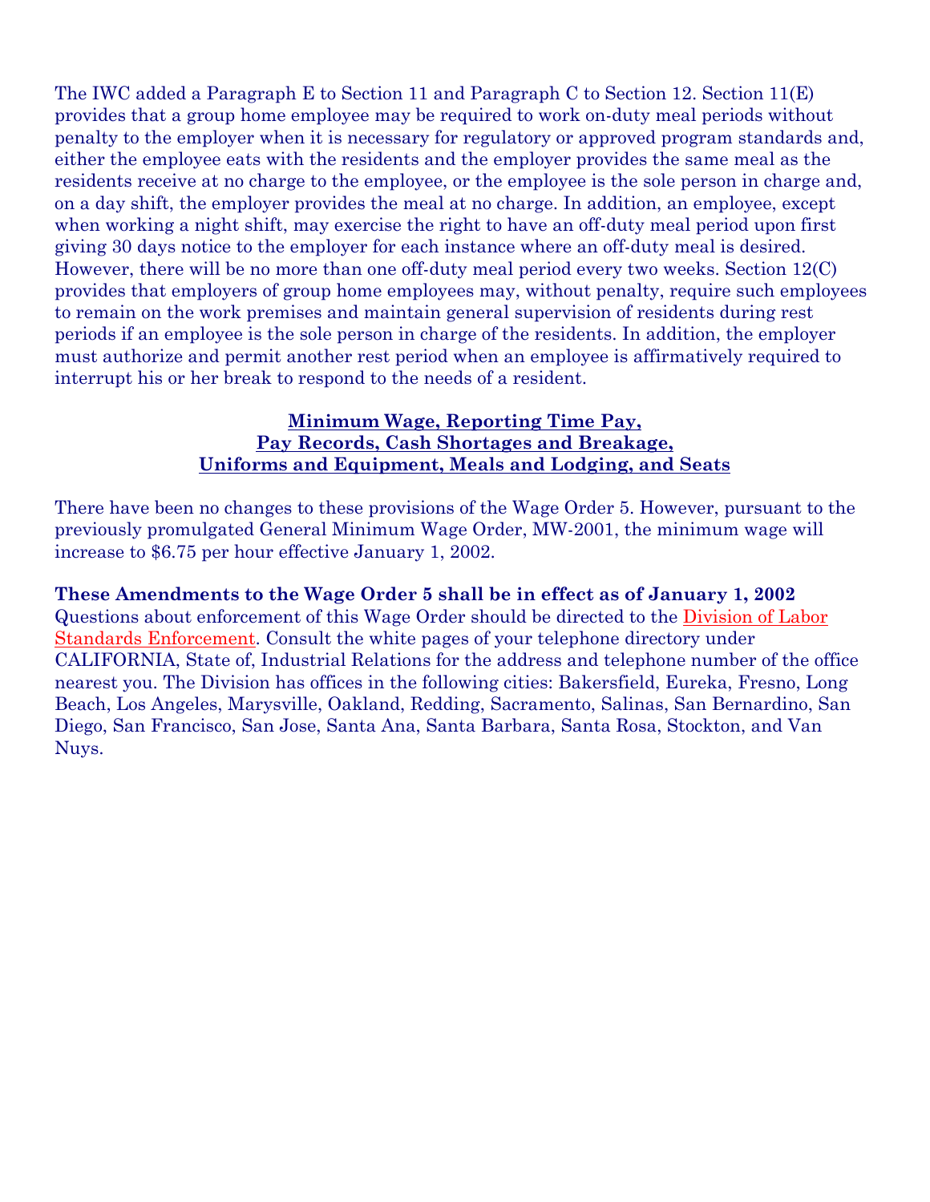The IWC added a Paragraph E to Section 11 and Paragraph C to Section 12. Section 11(E) provides that a group home employee may be required to work on-duty meal periods without penalty to the employer when it is necessary for regulatory or approved program standards and, either the employee eats with the residents and the employer provides the same meal as the residents receive at no charge to the employee, or the employee is the sole person in charge and, on a day shift, the employer provides the meal at no charge. In addition, an employee, except when working a night shift, may exercise the right to have an off-duty meal period upon first giving 30 days notice to the employer for each instance where an off-duty meal is desired. However, there will be no more than one off-duty meal period every two weeks. Section 12(C) provides that employers of group home employees may, without penalty, require such employees to remain on the work premises and maintain general supervision of residents during rest periods if an employee is the sole person in charge of the residents. In addition, the employer must authorize and permit another rest period when an employee is affirmatively required to interrupt his or her break to respond to the needs of a resident.

## Minimum Wage, Reporting Time Pay, Pay Records, Cash Shortages and Breakage, Uniforms and Equipment, Meals and Lodging, and Seats

There have been no changes to these provisions of the Wage Order 5. However, pursuant to the previously promulgated General Minimum Wage Order, MW-2001, the minimum wage will increase to $6.75 per hour effective January 1, 2002.

**These Amendments to the Wage Order 5 shall be in effect as of January 1, 2002**
Questions about enforcement of this Wage Order should be directed to the Division of Labor Standards Enforcement. Consult the white pages of your telephone directory under CALIFORNIA, State of, Industrial Relations for the address and telephone number of the office nearest you. The Division has offices in the following cities: Bakersfield, Eureka, Fresno, Long Beach, Los Angeles, Marysville, Oakland, Redding, Sacramento, Salinas, San Bernardino, San Diego, San Francisco, San Jose, Santa Ana, Santa Barbara, Santa Rosa, Stockton, and Van Nuys.